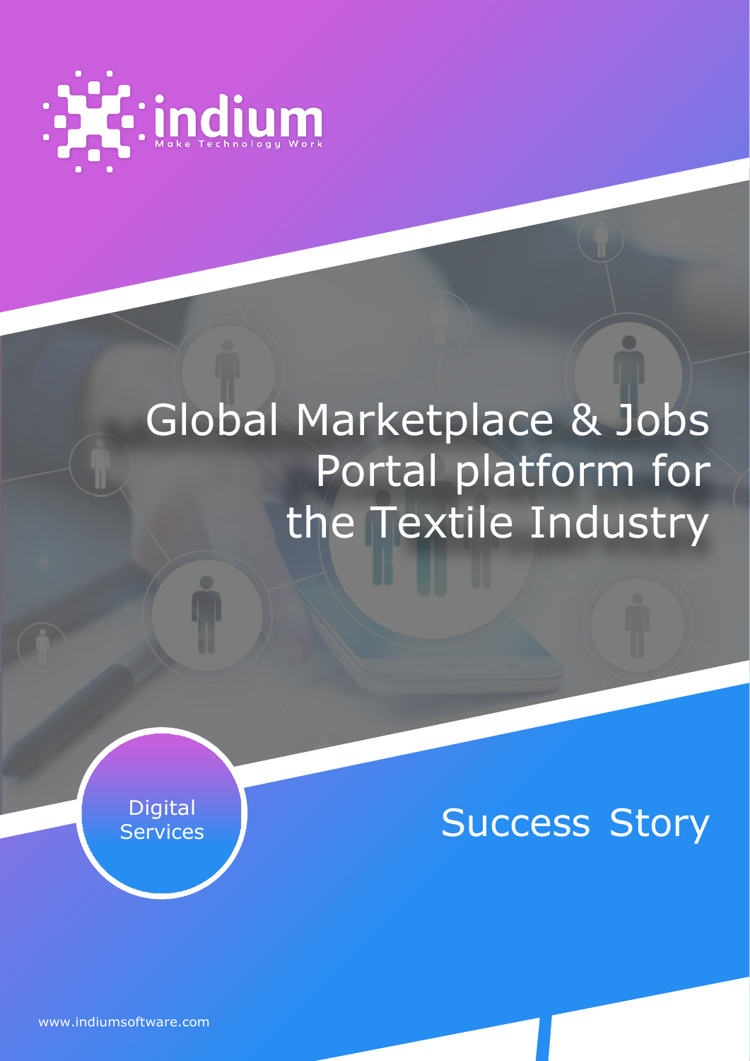indium

Make Technology Work

# Global Marketplace & Jobs Portal platform for the Textile Industry

Digital Services

## Success Story

www.indiumsoftware.com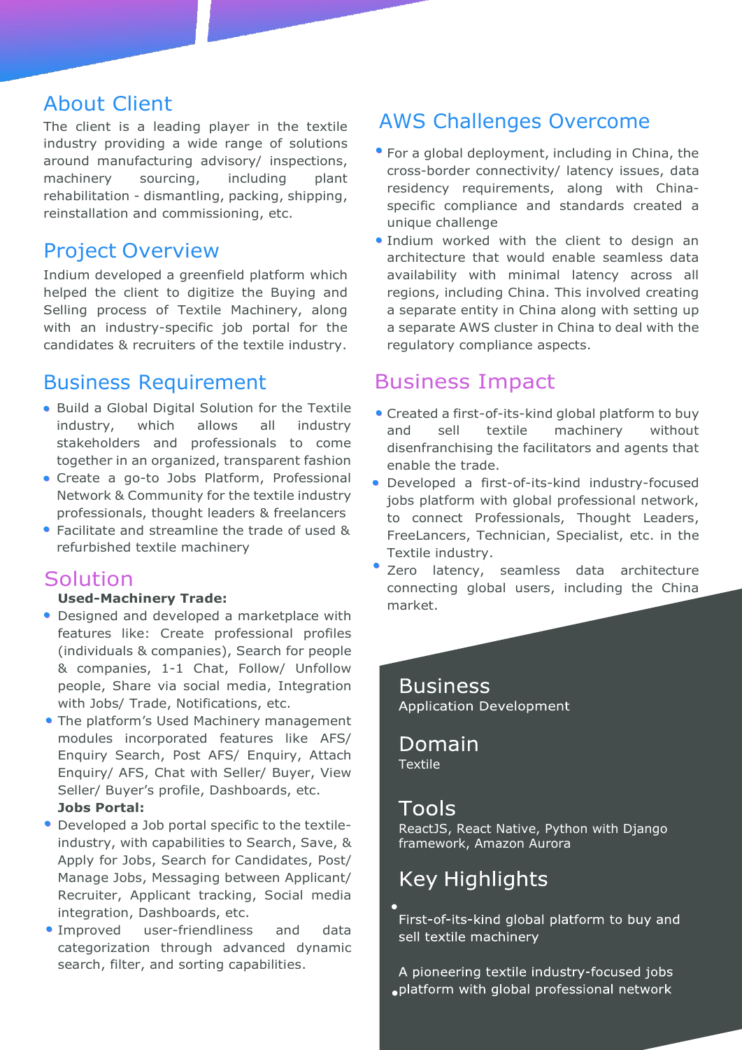## About Client

The client is a leading player in the textile industry providing a wide range of solutions around manufacturing advisory/ inspections, machinery sourcing, including plant rehabilitation - dismantling, packing, shipping, reinstallation and commissioning, etc.

## Project Overview

Indium developed a greenfield platform which helped the client to digitize the Buying and Selling process of Textile Machinery, along with an industry-specific job portal for the candidates & recruiters of the textile industry.

## Business Requirement

- Build a Global Digital Solution for the Textile industry, which allows all industry stakeholders and professionals to come together in an organized, transparent fashion
- Create a go-to Jobs Platform, Professional Network & Community for the textile industry professionals, thought leaders & freelancers
- Facilitate and streamline the trade of used & refurbished textile machinery

## Solution

**Used-Machinery Trade:**

- Designed and developed a marketplace with features like: Create professional profiles (individuals & companies), Search for people & companies, 1-1 Chat, Follow/ Unfollow people, Share via social media, Integration with Jobs/ Trade, Notifications, etc.
- The platform's Used Machinery management modules incorporated features like AFS/ Enquiry Search, Post AFS/ Enquiry, Attach Enquiry/ AFS, Chat with Seller/ Buyer, View Seller/ Buyer's profile, Dashboards, etc.

**Jobs Portal:**

- Developed a Job portal specific to the textile-industry, with capabilities to Search, Save, & Apply for Jobs, Search for Candidates, Post/ Manage Jobs, Messaging between Applicant/ Recruiter, Applicant tracking, Social media integration, Dashboards, etc.
- Improved user-friendliness and data categorization through advanced dynamic search, filter, and sorting capabilities.

## AWS Challenges Overcome

- For a global deployment, including in China, the cross-border connectivity/ latency issues, data residency requirements, along with China-specific compliance and standards created a unique challenge
- Indium worked with the client to design an architecture that would enable seamless data availability with minimal latency across all regions, including China. This involved creating a separate entity in China along with setting up a separate AWS cluster in China to deal with the regulatory compliance aspects.

## Business Impact

- Created a first-of-its-kind global platform to buy and sell textile machinery without disenfranchising the facilitators and agents that enable the trade.
- Developed a first-of-its-kind industry-focused jobs platform with global professional network, to connect Professionals, Thought Leaders, FreeLancers, Technician, Specialist, etc. in the Textile industry.
- Zero latency, seamless data architecture connecting global users, including the China market.

## Business

Application Development

## Domain

Textile

## Tools

ReactJS, React Native, Python with Django framework, Amazon Aurora

## Key Highlights

- First-of-its-kind global platform to buy and sell textile machinery
- A pioneering textile industry-focused jobs platform with global professional network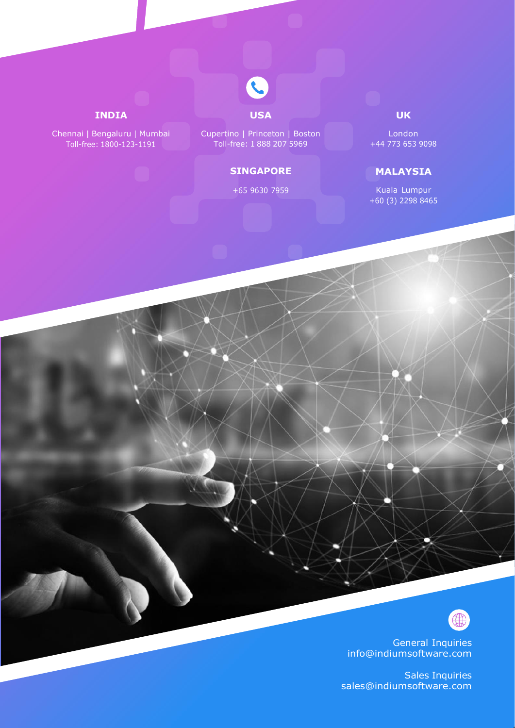## INDIA

Chennai | Bengaluru | Mumbai
Toll-free: 1800-123-1191

## USA

Cupertino | Princeton | Boston
Toll-free: 1 888 207 5969

## UK

London
+44 773 653 9098

## SINGAPORE

+65 9630 7959

## MALAYSIA

Kuala Lumpur
+60 (3) 2298 8465

General Inquiries
info@indiumsoftware.com

Sales Inquiries
sales@indiumsoftware.com